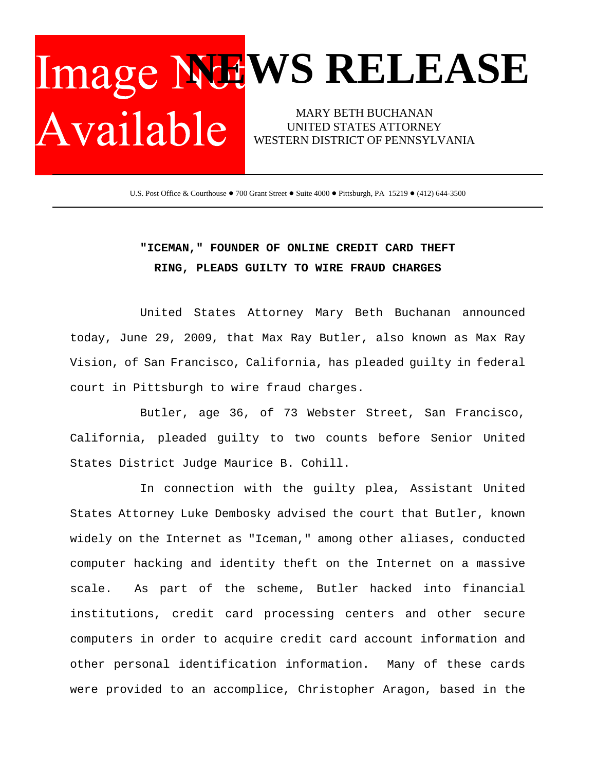# NEWS RELEASE

MARY BETH BUCHANAN
UNITED STATES ATTORNEY
WESTERN DISTRICT OF PENNSYLVANIA

U.S. Post Office & Courthouse ● 700 Grant Street ● Suite 4000 ● Pittsburgh, PA 15219 ● (412) 644-3500

---

## "ICEMAN," FOUNDER OF ONLINE CREDIT CARD THEFT RING, PLEADS GUILTY TO WIRE FRAUD CHARGES

United States Attorney Mary Beth Buchanan announced today, June 29, 2009, that Max Ray Butler, also known as Max Ray Vision, of San Francisco, California, has pleaded guilty in federal court in Pittsburgh to wire fraud charges.

Butler, age 36, of 73 Webster Street, San Francisco, California, pleaded guilty to two counts before Senior United States District Judge Maurice B. Cohill.

In connection with the guilty plea, Assistant United States Attorney Luke Dembosky advised the court that Butler, known widely on the Internet as "Iceman," among other aliases, conducted computer hacking and identity theft on the Internet on a massive scale. As part of the scheme, Butler hacked into financial institutions, credit card processing centers and other secure computers in order to acquire credit card account information and other personal identification information. Many of these cards were provided to an accomplice, Christopher Aragon, based in the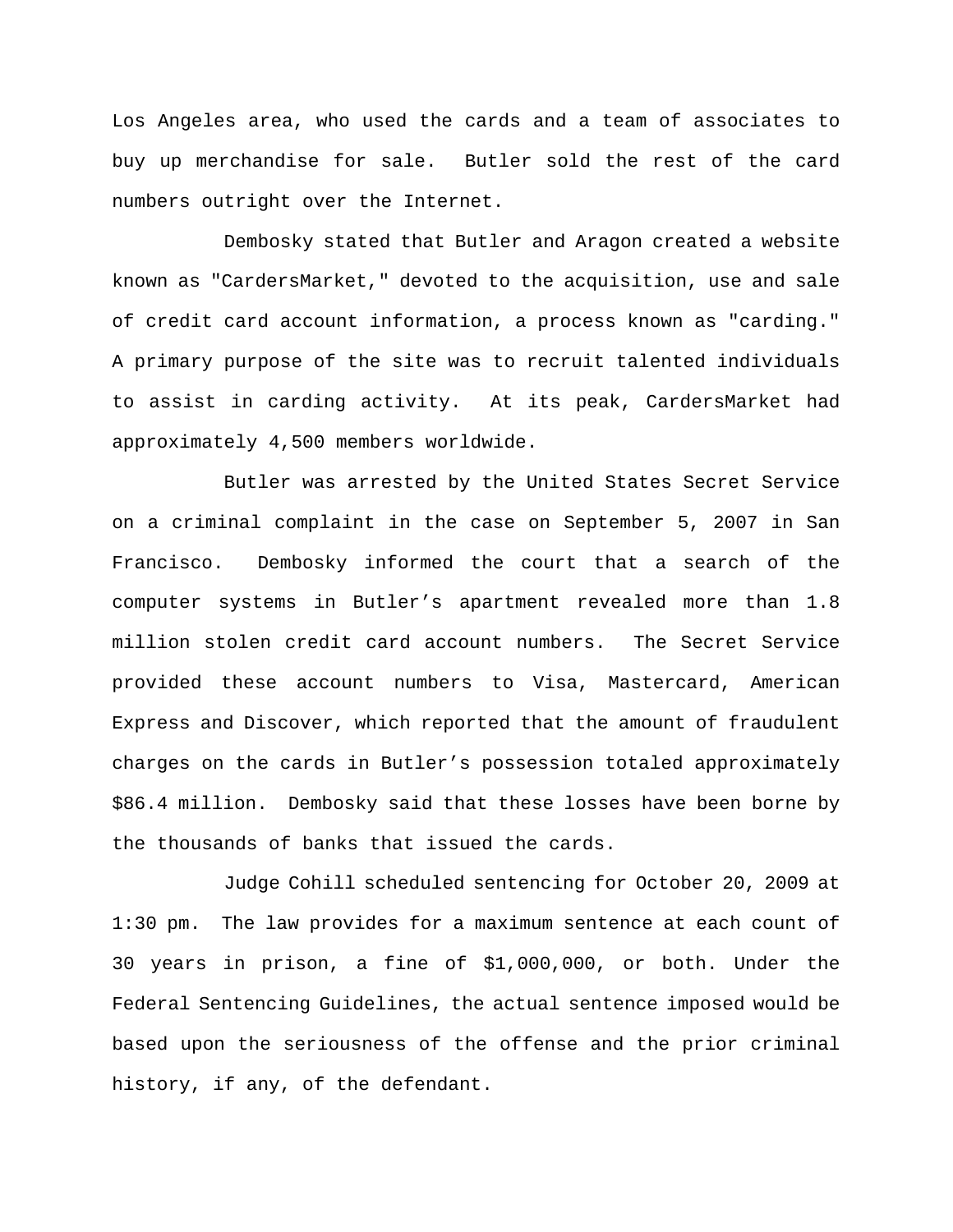Los Angeles area, who used the cards and a team of associates to buy up merchandise for sale.  Butler sold the rest of the card numbers outright over the Internet.

Dembosky stated that Butler and Aragon created a website known as "CardersMarket," devoted to the acquisition, use and sale of credit card account information, a process known as "carding." A primary purpose of the site was to recruit talented individuals to assist in carding activity.  At its peak, CardersMarket had approximately 4,500 members worldwide.

Butler was arrested by the United States Secret Service on a criminal complaint in the case on September 5, 2007 in San Francisco.  Dembosky informed the court that a search of the computer systems in Butler's apartment revealed more than 1.8 million stolen credit card account numbers.  The Secret Service provided these account numbers to Visa, Mastercard, American Express and Discover, which reported that the amount of fraudulent charges on the cards in Butler's possession totaled approximately $86.4 million.  Dembosky said that these losses have been borne by the thousands of banks that issued the cards.

Judge Cohill scheduled sentencing for October 20, 2009 at 1:30 pm.  The law provides for a maximum sentence at each count of 30 years in prison, a fine of $1,000,000, or both. Under the Federal Sentencing Guidelines, the actual sentence imposed would be based upon the seriousness of the offense and the prior criminal history, if any, of the defendant.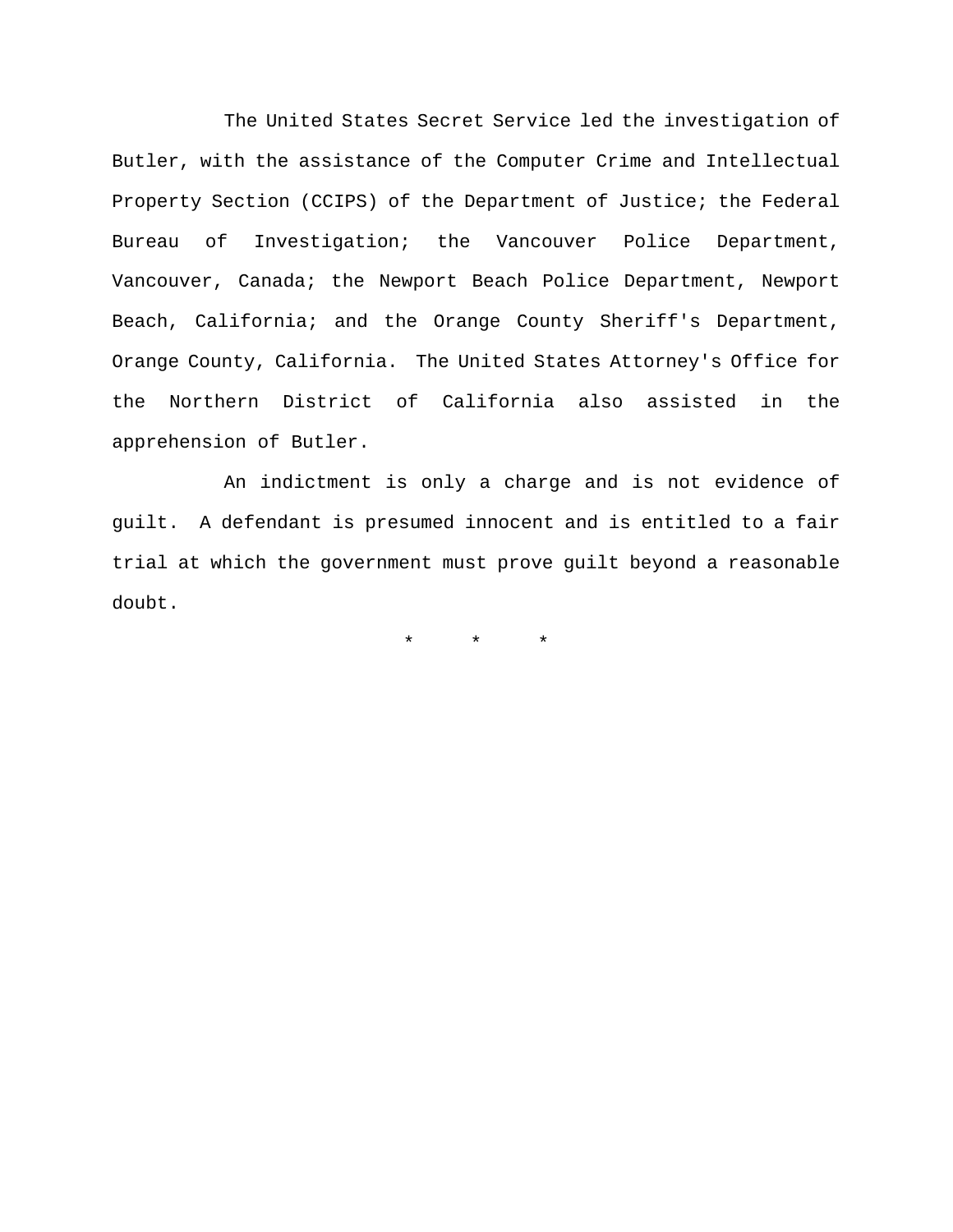The United States Secret Service led the investigation of Butler, with the assistance of the Computer Crime and Intellectual Property Section (CCIPS) of the Department of Justice; the Federal Bureau of Investigation; the Vancouver Police Department, Vancouver, Canada; the Newport Beach Police Department, Newport Beach, California; and the Orange County Sheriff's Department, Orange County, California. The United States Attorney's Office for the Northern District of California also assisted in the apprehension of Butler.

An indictment is only a charge and is not evidence of guilt. A defendant is presumed innocent and is entitled to a fair trial at which the government must prove guilt beyond a reasonable doubt.

\* \* \*